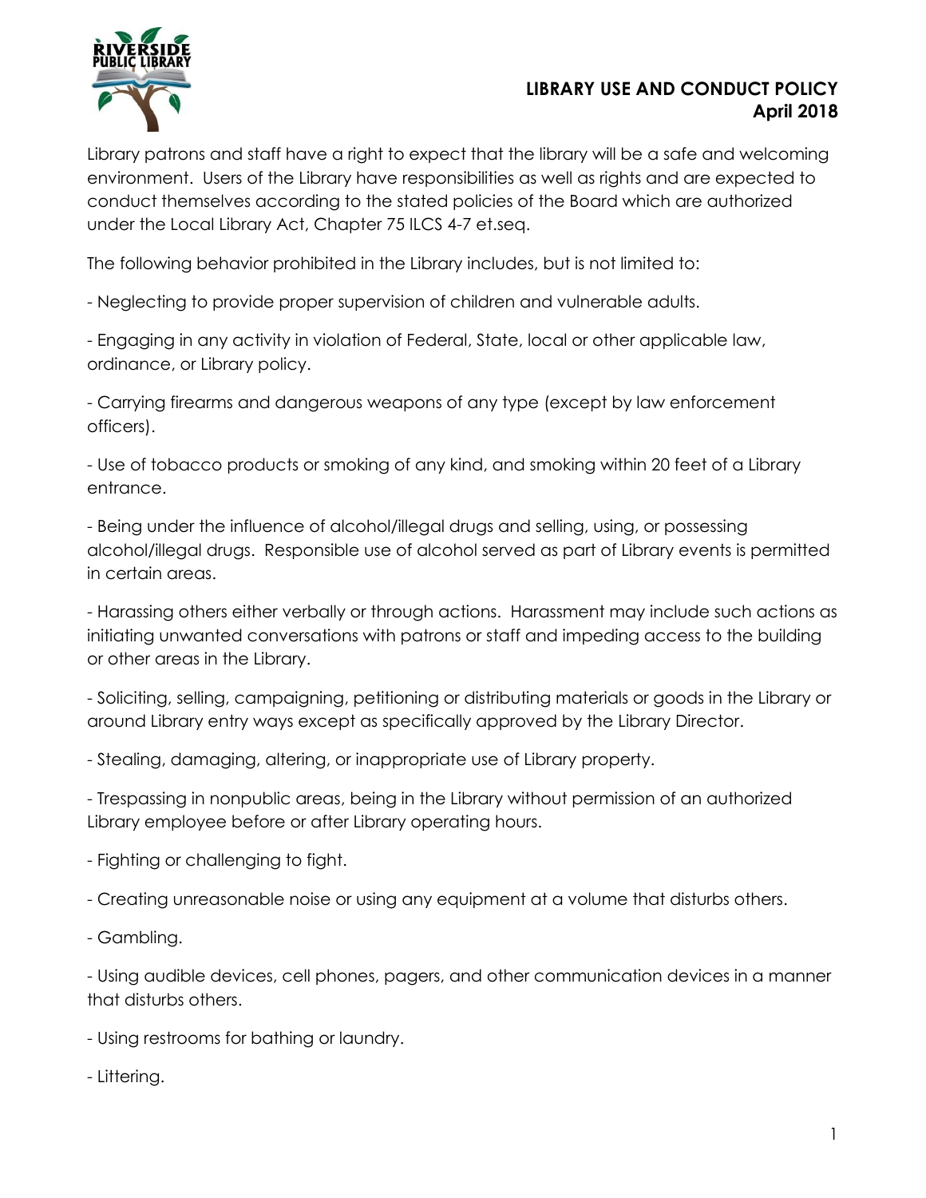# LIBRARY USE AND CONDUCT POLICY
## April 2018

Library patrons and staff have a right to expect that the library will be a safe and welcoming environment. Users of the Library have responsibilities as well as rights and are expected to conduct themselves according to the stated policies of the Board which are authorized under the Local Library Act, Chapter 75 ILCS 4-7 et.seq.

The following behavior prohibited in the Library includes, but is not limited to:

- Neglecting to provide proper supervision of children and vulnerable adults.

- Engaging in any activity in violation of Federal, State, local or other applicable law, ordinance, or Library policy.

- Carrying firearms and dangerous weapons of any type (except by law enforcement officers).

- Use of tobacco products or smoking of any kind, and smoking within 20 feet of a Library entrance.

- Being under the influence of alcohol/illegal drugs and selling, using, or possessing alcohol/illegal drugs. Responsible use of alcohol served as part of Library events is permitted in certain areas.

- Harassing others either verbally or through actions. Harassment may include such actions as initiating unwanted conversations with patrons or staff and impeding access to the building or other areas in the Library.

- Soliciting, selling, campaigning, petitioning or distributing materials or goods in the Library or around Library entry ways except as specifically approved by the Library Director.

- Stealing, damaging, altering, or inappropriate use of Library property.

- Trespassing in nonpublic areas, being in the Library without permission of an authorized Library employee before or after Library operating hours.

- Fighting or challenging to fight.

- Creating unreasonable noise or using any equipment at a volume that disturbs others.

- Gambling.

- Using audible devices, cell phones, pagers, and other communication devices in a manner that disturbs others.

- Using restrooms for bathing or laundry.

- Littering.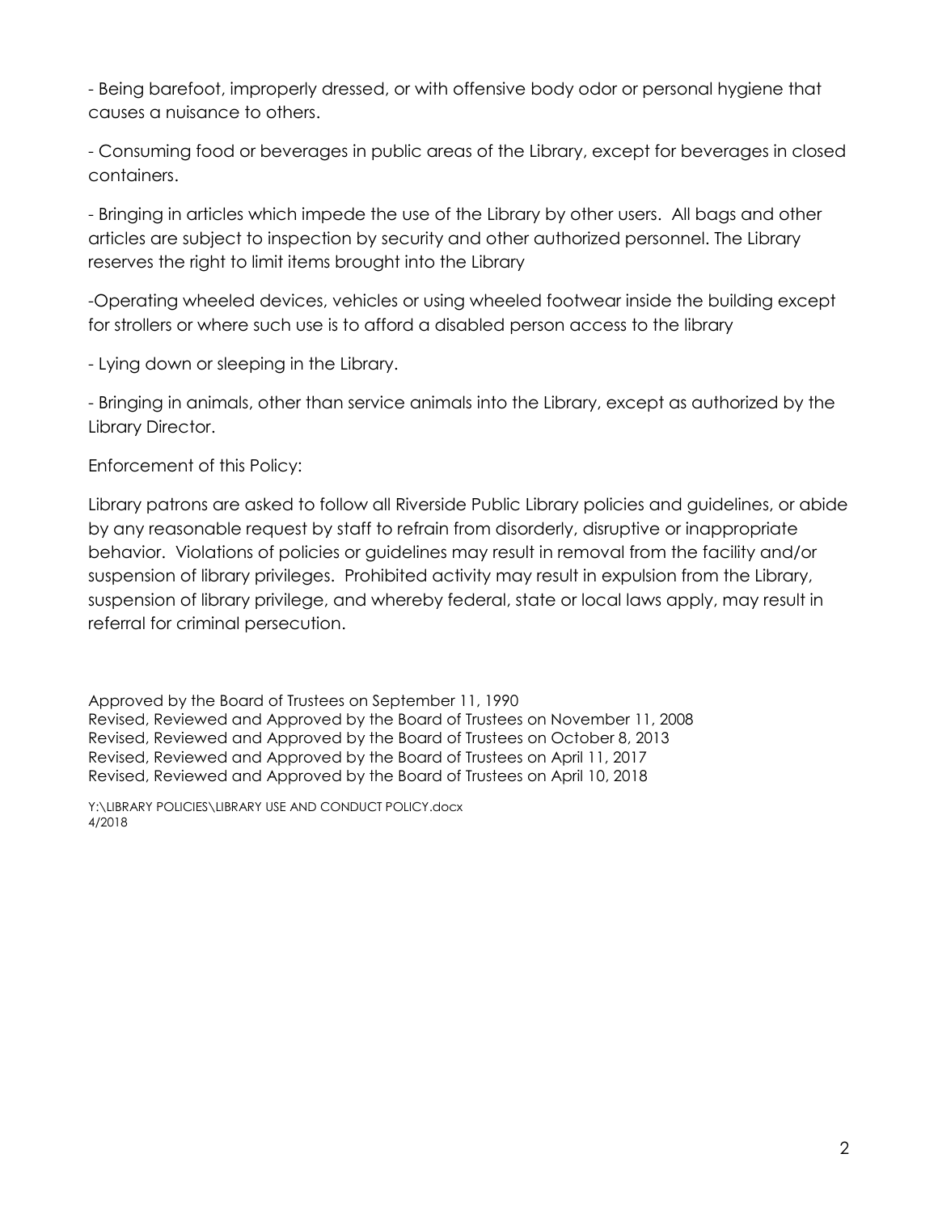- Being barefoot, improperly dressed, or with offensive body odor or personal hygiene that causes a nuisance to others.

- Consuming food or beverages in public areas of the Library, except for beverages in closed containers.

- Bringing in articles which impede the use of the Library by other users.  All bags and other articles are subject to inspection by security and other authorized personnel. The Library reserves the right to limit items brought into the Library

-Operating wheeled devices, vehicles or using wheeled footwear inside the building except for strollers or where such use is to afford a disabled person access to the library

- Lying down or sleeping in the Library.

- Bringing in animals, other than service animals into the Library, except as authorized by the Library Director.

Enforcement of this Policy:

Library patrons are asked to follow all Riverside Public Library policies and guidelines, or abide by any reasonable request by staff to refrain from disorderly, disruptive or inappropriate behavior.  Violations of policies or guidelines may result in removal from the facility and/or suspension of library privileges.  Prohibited activity may result in expulsion from the Library, suspension of library privilege, and whereby federal, state or local laws apply, may result in referral for criminal persecution.

Approved by the Board of Trustees on September 11, 1990
Revised, Reviewed and Approved by the Board of Trustees on November 11, 2008
Revised, Reviewed and Approved by the Board of Trustees on October 8, 2013
Revised, Reviewed and Approved by the Board of Trustees on April 11, 2017
Revised, Reviewed and Approved by the Board of Trustees on April 10, 2018

Y:\LIBRARY POLICIES\LIBRARY USE AND CONDUCT POLICY.docx
4/2018